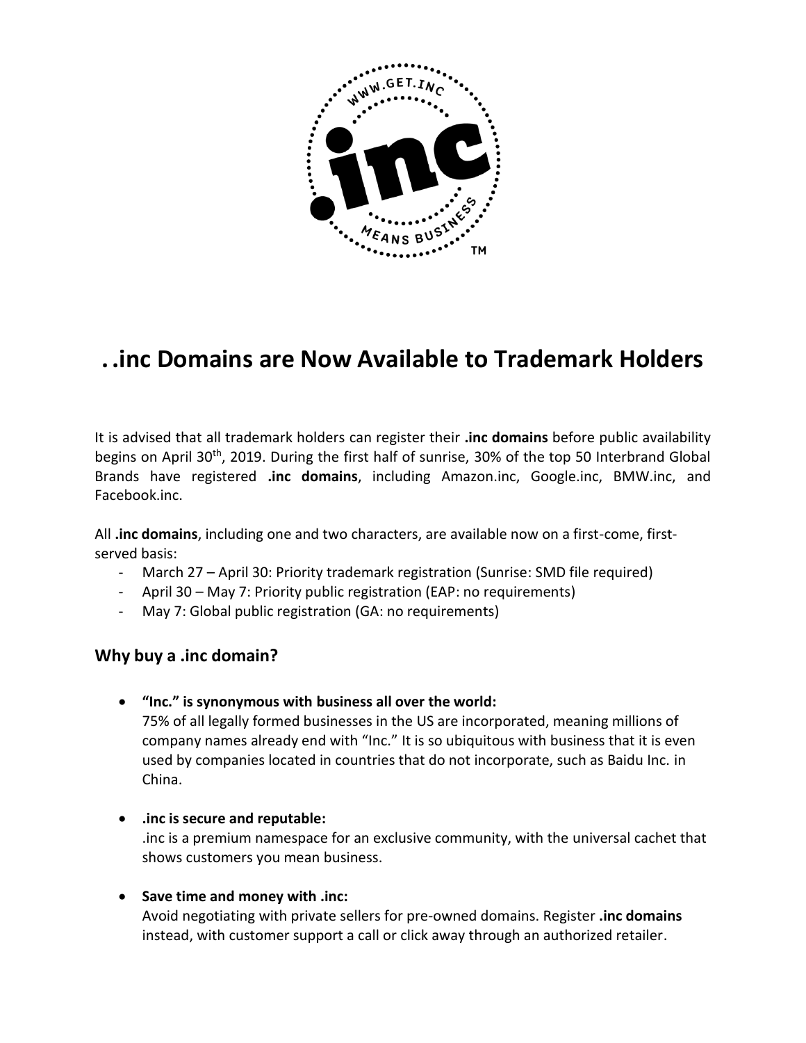# . .inc Domains are Now Available to Trademark Holders

It is advised that all trademark holders can register their **.inc domains** before public availability begins on April 30th, 2019. During the first half of sunrise, 30% of the top 50 Interbrand Global Brands have registered **.inc domains**, including Amazon.inc, Google.inc, BMW.inc, and Facebook.inc.

All **.inc domains**, including one and two characters, are available now on a first-come, first-served basis:

- March 27 – April 30: Priority trademark registration (Sunrise: SMD file required)
- April 30 – May 7: Priority public registration (EAP: no requirements)
- May 7: Global public registration (GA: no requirements)

## Why buy a .inc domain?

- **"Inc." is synonymous with business all over the world:**
  75% of all legally formed businesses in the US are incorporated, meaning millions of company names already end with "Inc." It is so ubiquitous with business that it is even used by companies located in countries that do not incorporate, such as Baidu Inc. in China.

- **.inc is secure and reputable:**
  .inc is a premium namespace for an exclusive community, with the universal cachet that shows customers you mean business.

- **Save time and money with .inc:**
  Avoid negotiating with private sellers for pre-owned domains. Register **.inc domains** instead, with customer support a call or click away through an authorized retailer.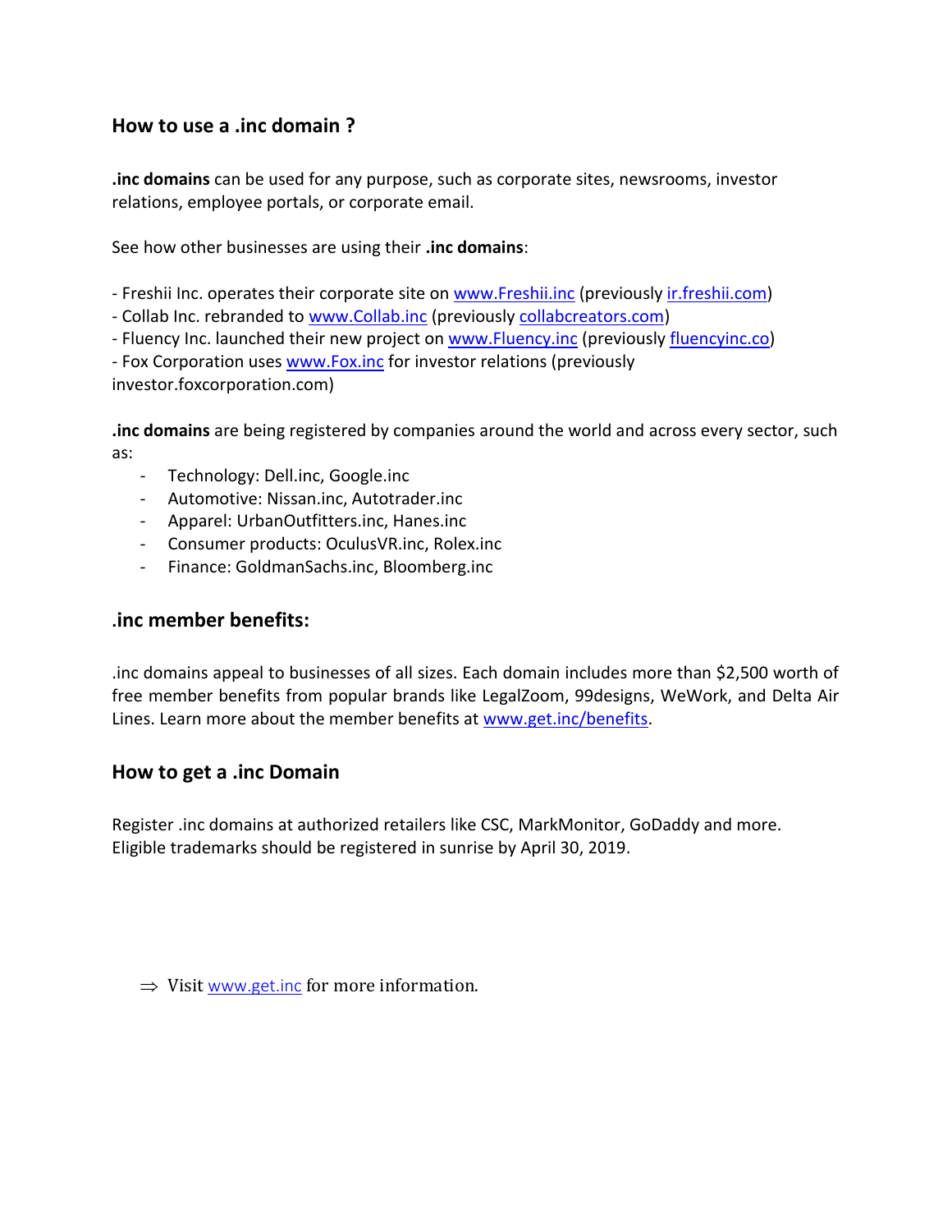## How to use a .inc domain ?

**.inc domains** can be used for any purpose, such as corporate sites, newsrooms, investor relations, employee portals, or corporate email.

See how other businesses are using their **.inc domains**:

- Freshii Inc. operates their corporate site on www.Freshii.inc (previously ir.freshii.com)
- Collab Inc. rebranded to www.Collab.inc (previously collabcreators.com)
- Fluency Inc. launched their new project on www.Fluency.inc (previously fluencyinc.co)
- Fox Corporation uses www.Fox.inc for investor relations (previously investor.foxcorporation.com)

**.inc domains** are being registered by companies around the world and across every sector, such as:

- Technology: Dell.inc, Google.inc
- Automotive: Nissan.inc, Autotrader.inc
- Apparel: UrbanOutfitters.inc, Hanes.inc
- Consumer products: OculusVR.inc, Rolex.inc
- Finance: GoldmanSachs.inc, Bloomberg.inc

## .inc member benefits:

.inc domains appeal to businesses of all sizes. Each domain includes more than $2,500 worth of free member benefits from popular brands like LegalZoom, 99designs, WeWork, and Delta Air Lines. Learn more about the member benefits at www.get.inc/benefits.

## How to get a .inc Domain

Register .inc domains at authorized retailers like CSC, MarkMonitor, GoDaddy and more. Eligible trademarks should be registered in sunrise by April 30, 2019.

⇒ Visit www.get.inc for more information.